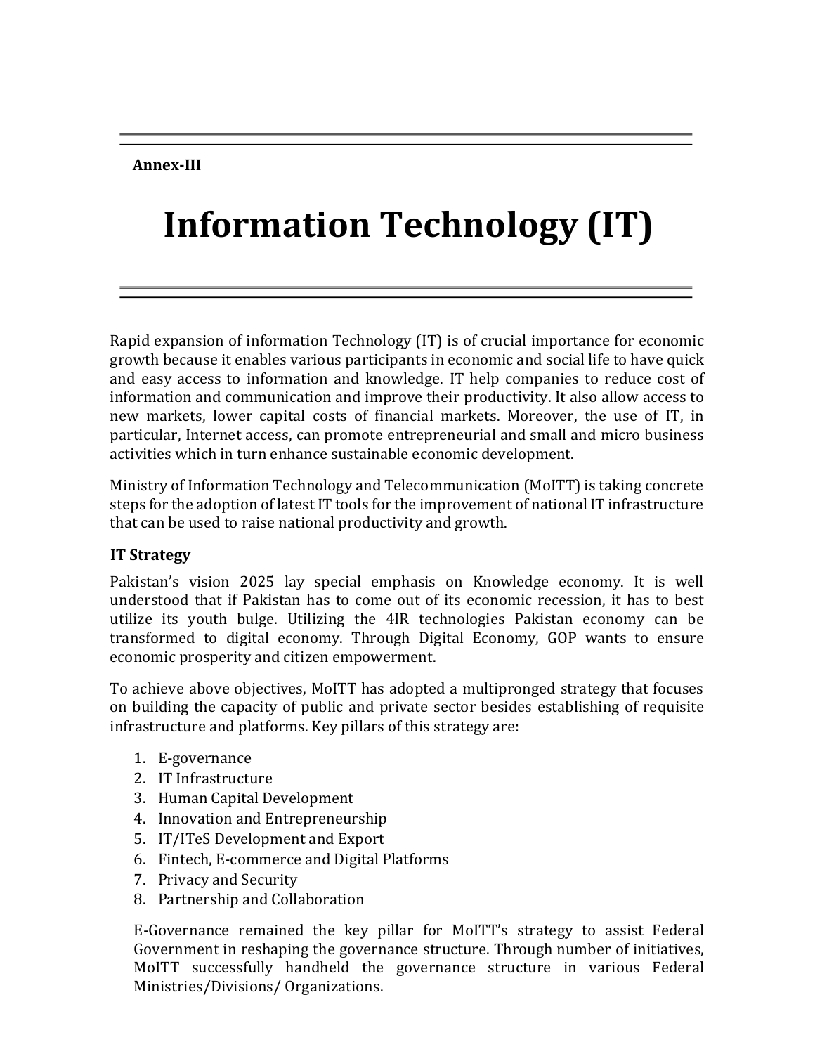**Annex-III**

# Information Technology (IT)

Rapid expansion of information Technology (IT) is of crucial importance for economic growth because it enables various participants in economic and social life to have quick and easy access to information and knowledge. IT help companies to reduce cost of information and communication and improve their productivity. It also allow access to new markets, lower capital costs of financial markets. Moreover, the use of IT, in particular, Internet access, can promote entrepreneurial and small and micro business activities which in turn enhance sustainable economic development.

Ministry of Information Technology and Telecommunication (MoITT) is taking concrete steps for the adoption of latest IT tools for the improvement of national IT infrastructure that can be used to raise national productivity and growth.

### IT Strategy

Pakistan's vision 2025 lay special emphasis on Knowledge economy. It is well understood that if Pakistan has to come out of its economic recession, it has to best utilize its youth bulge. Utilizing the 4IR technologies Pakistan economy can be transformed to digital economy. Through Digital Economy, GOP wants to ensure economic prosperity and citizen empowerment.

To achieve above objectives, MoITT has adopted a multipronged strategy that focuses on building the capacity of public and private sector besides establishing of requisite infrastructure and platforms. Key pillars of this strategy are:

1. E-governance
2. IT Infrastructure
3. Human Capital Development
4. Innovation and Entrepreneurship
5. IT/ITeS Development and Export
6. Fintech, E-commerce and Digital Platforms
7. Privacy and Security
8. Partnership and Collaboration

E-Governance remained the key pillar for MoITT's strategy to assist Federal Government in reshaping the governance structure. Through number of initiatives, MoITT successfully handheld the governance structure in various Federal Ministries/Divisions/ Organizations.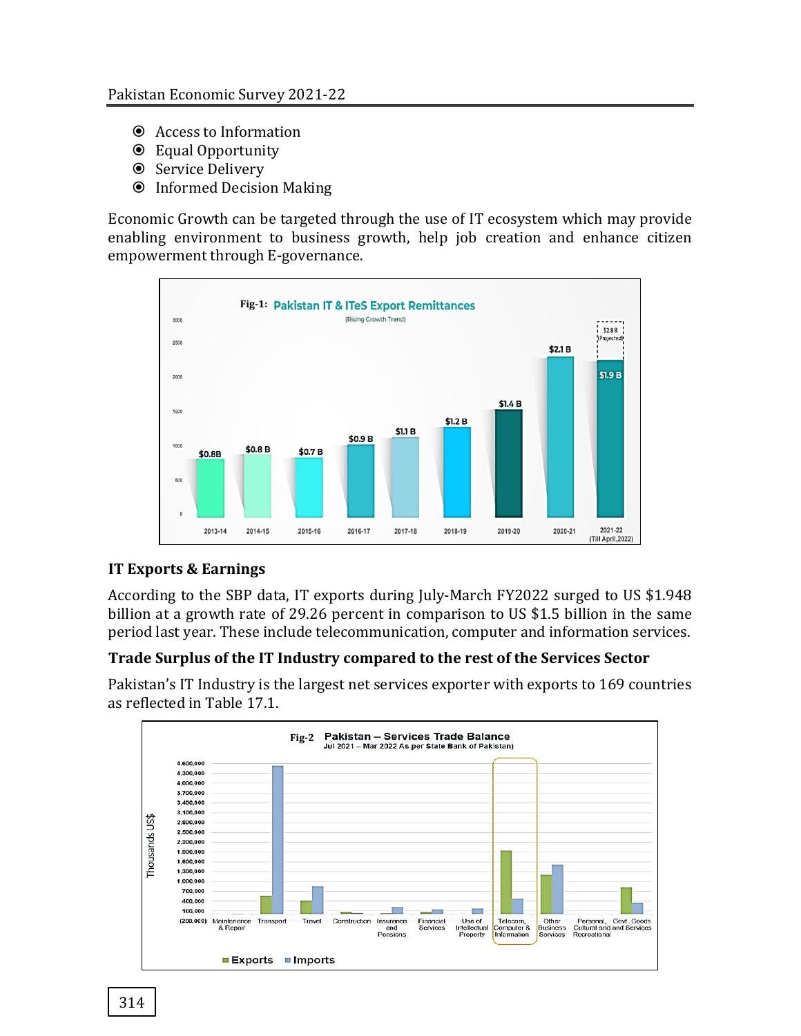- Access to Information
- Equal Opportunity
- Service Delivery
- Informed Decision Making

Economic Growth can be targeted through the use of IT ecosystem which may provide enabling environment to business growth, help job creation and enhance citizen empowerment through E-governance.

Fig-1: Pakistan IT & ITeS Export Remittances (Rising Growth Trend)

| Year | Value |
|---|---|
| 2013-14 | $0.8B |
| 2014-15 | $0.8 B |
| 2015-16 | $0.7 B |
| 2016-17 | $0.9 B |
| 2017-18 | $1.1 B |
| 2018-19 | $1.2 B |
| 2019-20 | $1.4 B |
| 2020-21 | $2.1 B |
| 2021-22 (Till April,2022) | $1.9 B ($2.8 B Projected) |

### IT Exports & Earnings

According to the SBP data, IT exports during July-March FY2022 surged to US $1.948 billion at a growth rate of 29.26 percent in comparison to US $1.5 billion in the same period last year. These include telecommunication, computer and information services.

### Trade Surplus of the IT Industry compared to the rest of the Services Sector

Pakistan's IT Industry is the largest net services exporter with exports to 169 countries as reflected in Table 17.1.

Fig-2 Pakistan – Services Trade Balance Jul 2021 – Mar 2022 As per State Bank of Pakistan)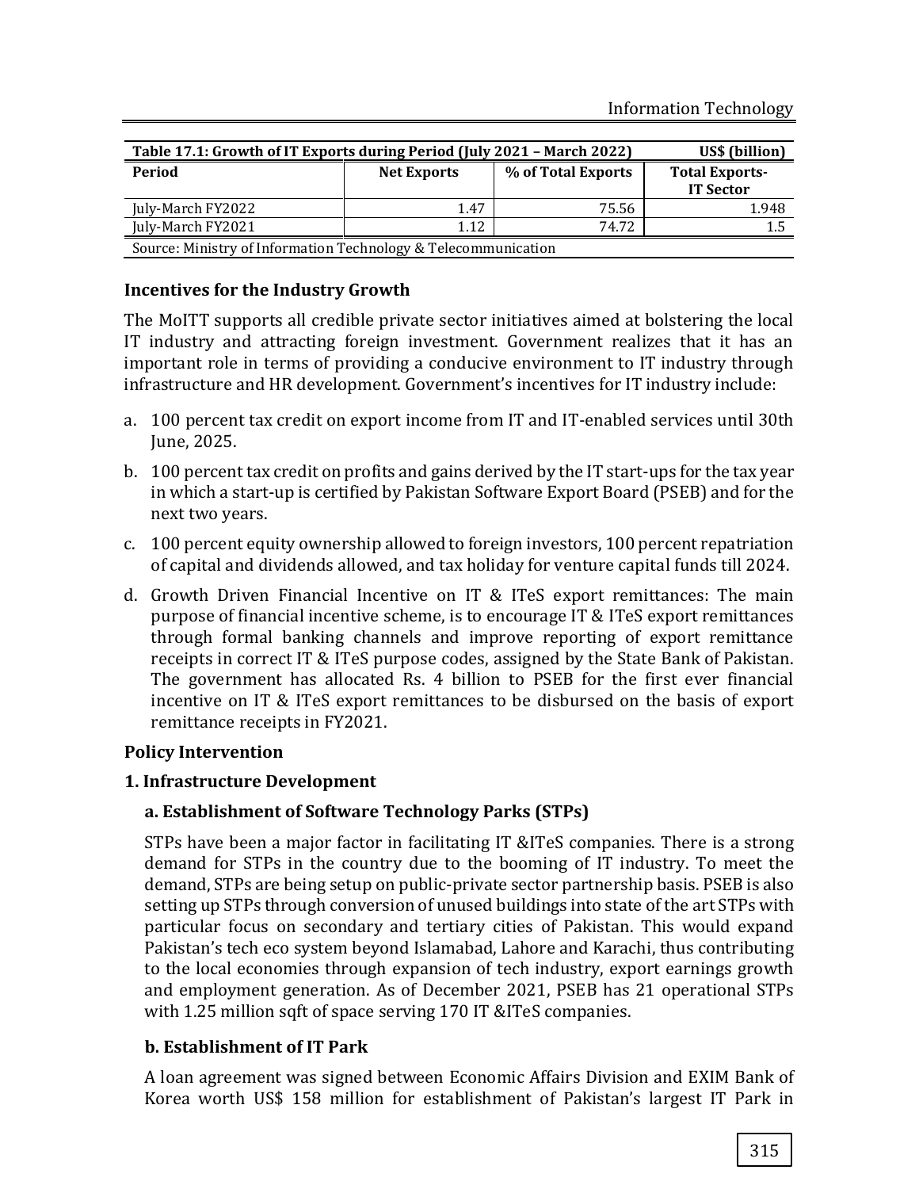**Table 17.1: Growth of IT Exports during Period (July 2021 – March 2022)** US$ (billion)

| Period | Net Exports | % of Total Exports | Total Exports- IT Sector |
|---|---|---|---|
| July-March FY2022 | 1.47 | 75.56 | 1.948 |
| July-March FY2021 | 1.12 | 74.72 | 1.5 |

Source: Ministry of Information Technology & Telecommunication

### Incentives for the Industry Growth

The MoITT supports all credible private sector initiatives aimed at bolstering the local IT industry and attracting foreign investment. Government realizes that it has an important role in terms of providing a conducive environment to IT industry through infrastructure and HR development. Government's incentives for IT industry include:

a. 100 percent tax credit on export income from IT and IT-enabled services until 30th June, 2025.

b. 100 percent tax credit on profits and gains derived by the IT start-ups for the tax year in which a start-up is certified by Pakistan Software Export Board (PSEB) and for the next two years.

c. 100 percent equity ownership allowed to foreign investors, 100 percent repatriation of capital and dividends allowed, and tax holiday for venture capital funds till 2024.

d. Growth Driven Financial Incentive on IT & ITeS export remittances: The main purpose of financial incentive scheme, is to encourage IT & ITeS export remittances through formal banking channels and improve reporting of export remittance receipts in correct IT & ITeS purpose codes, assigned by the State Bank of Pakistan. The government has allocated Rs. 4 billion to PSEB for the first ever financial incentive on IT & ITeS export remittances to be disbursed on the basis of export remittance receipts in FY2021.

### Policy Intervention

#### 1. Infrastructure Development

#### a. Establishment of Software Technology Parks (STPs)

STPs have been a major factor in facilitating IT &ITeS companies. There is a strong demand for STPs in the country due to the booming of IT industry. To meet the demand, STPs are being setup on public-private sector partnership basis. PSEB is also setting up STPs through conversion of unused buildings into state of the art STPs with particular focus on secondary and tertiary cities of Pakistan. This would expand Pakistan's tech eco system beyond Islamabad, Lahore and Karachi, thus contributing to the local economies through expansion of tech industry, export earnings growth and employment generation. As of December 2021, PSEB has 21 operational STPs with 1.25 million sqft of space serving 170 IT &ITeS companies.

#### b. Establishment of IT Park

A loan agreement was signed between Economic Affairs Division and EXIM Bank of Korea worth US$ 158 million for establishment of Pakistan's largest IT Park in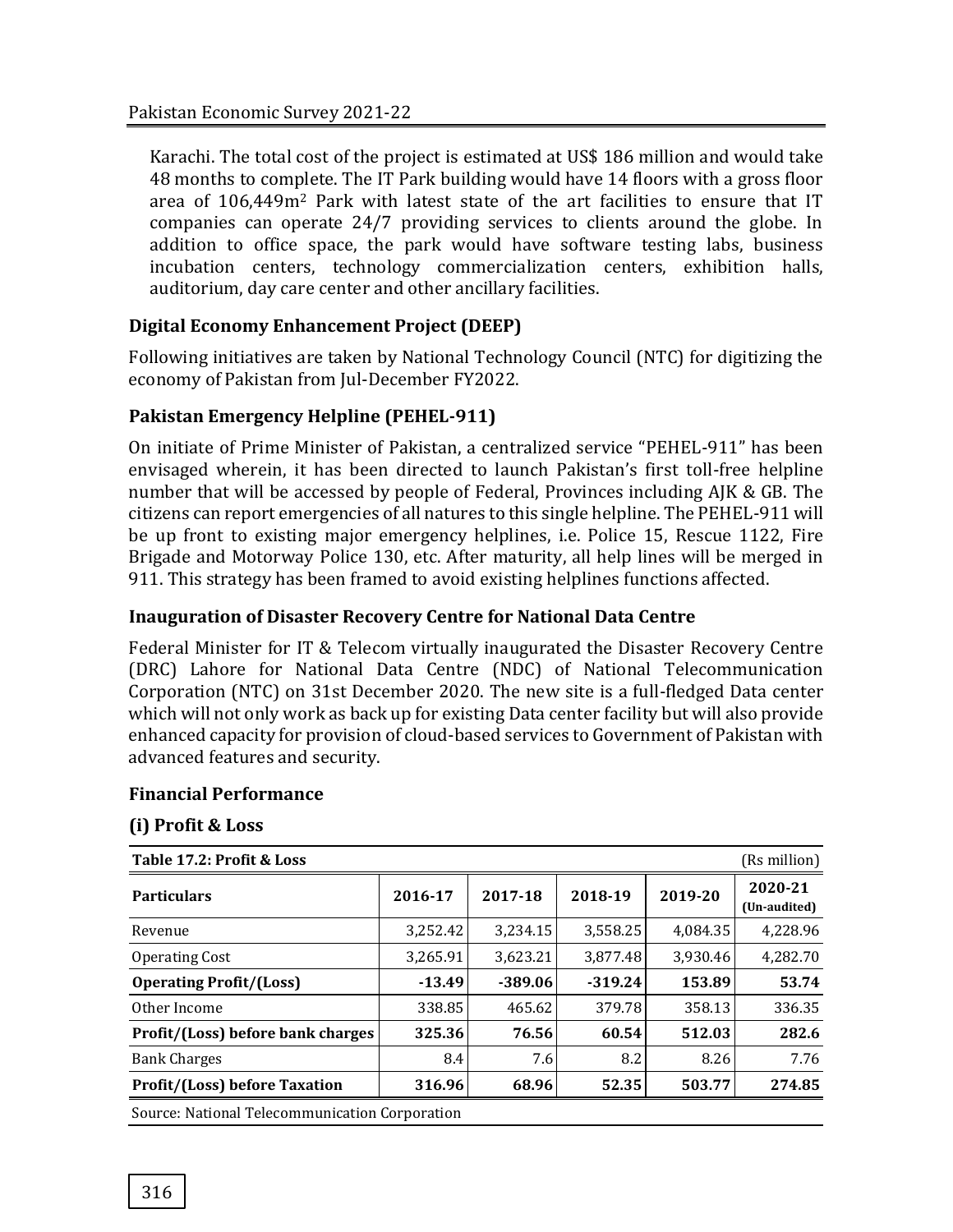Karachi. The total cost of the project is estimated at US$ 186 million and would take 48 months to complete. The IT Park building would have 14 floors with a gross floor area of 106,449m$^2$ Park with latest state of the art facilities to ensure that IT companies can operate 24/7 providing services to clients around the globe. In addition to office space, the park would have software testing labs, business incubation centers, technology commercialization centers, exhibition halls, auditorium, day care center and other ancillary facilities.

### Digital Economy Enhancement Project (DEEP)

Following initiatives are taken by National Technology Council (NTC) for digitizing the economy of Pakistan from Jul-December FY2022.

### Pakistan Emergency Helpline (PEHEL-911)

On initiate of Prime Minister of Pakistan, a centralized service "PEHEL-911" has been envisaged wherein, it has been directed to launch Pakistan's first toll-free helpline number that will be accessed by people of Federal, Provinces including AJK & GB. The citizens can report emergencies of all natures to this single helpline. The PEHEL-911 will be up front to existing major emergency helplines, i.e. Police 15, Rescue 1122, Fire Brigade and Motorway Police 130, etc. After maturity, all help lines will be merged in 911. This strategy has been framed to avoid existing helplines functions affected.

### Inauguration of Disaster Recovery Centre for National Data Centre

Federal Minister for IT & Telecom virtually inaugurated the Disaster Recovery Centre (DRC) Lahore for National Data Centre (NDC) of National Telecommunication Corporation (NTC) on 31st December 2020. The new site is a full-fledged Data center which will not only work as back up for existing Data center facility but will also provide enhanced capacity for provision of cloud-based services to Government of Pakistan with advanced features and security.

### Financial Performance

#### (i) Profit & Loss

**Table 17.2: Profit & Loss** (Rs million)

| Particulars | 2016-17 | 2017-18 | 2018-19 | 2019-20 | 2020-21 (Un-audited) |
|---|---|---|---|---|---|
| Revenue | 3,252.42 | 3,234.15 | 3,558.25 | 4,084.35 | 4,228.96 |
| Operating Cost | 3,265.91 | 3,623.21 | 3,877.48 | 3,930.46 | 4,282.70 |
| **Operating Profit/(Loss)** | **-13.49** | **-389.06** | **-319.24** | **153.89** | **53.74** |
| Other Income | 338.85 | 465.62 | 379.78 | 358.13 | 336.35 |
| **Profit/(Loss) before bank charges** | **325.36** | **76.56** | **60.54** | **512.03** | **282.6** |
| Bank Charges | 8.4 | 7.6 | 8.2 | 8.26 | 7.76 |
| **Profit/(Loss) before Taxation** | **316.96** | **68.96** | **52.35** | **503.77** | **274.85** |

Source: National Telecommunication Corporation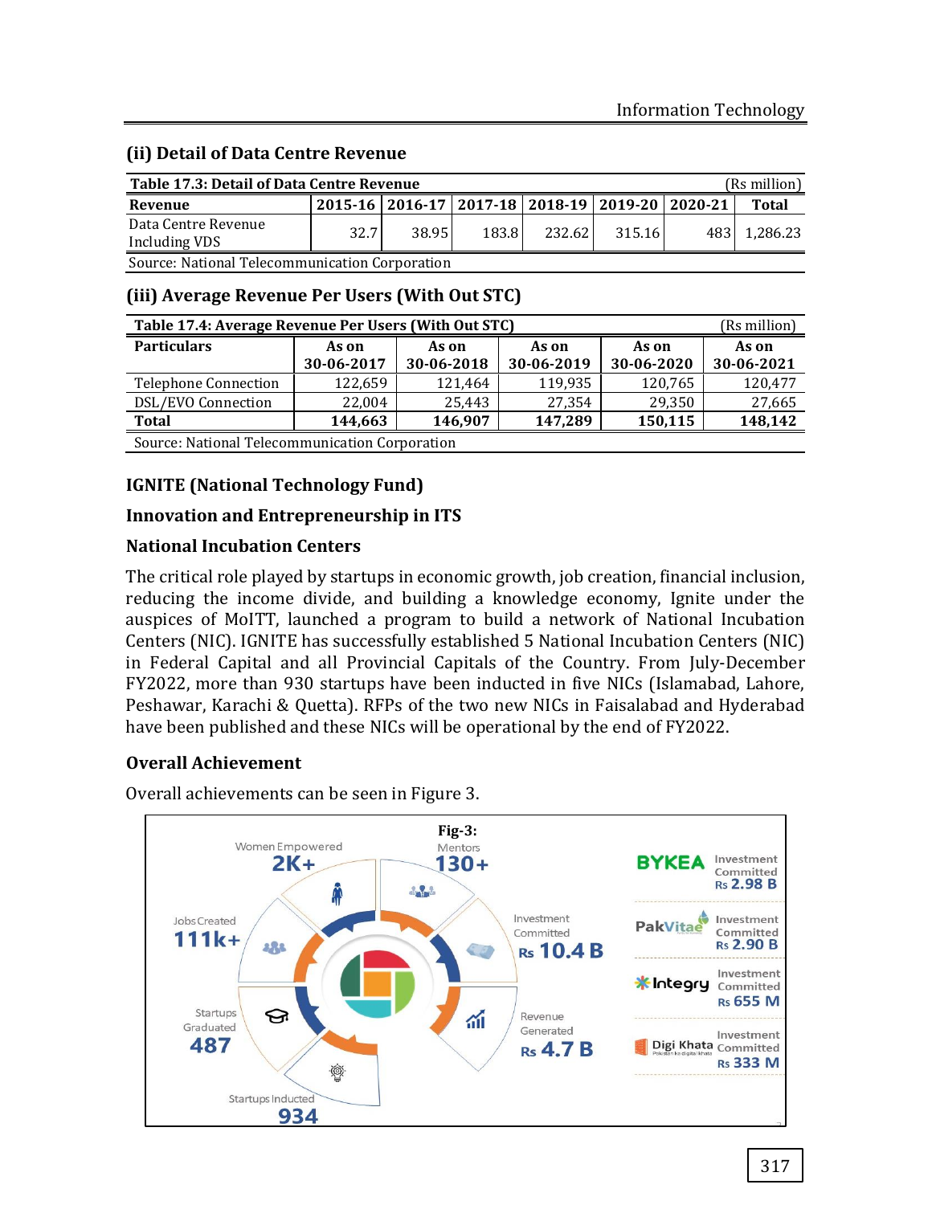## (ii) Detail of Data Centre Revenue

| Table 17.3: Detail of Data Centre Revenue | | | | | | | (Rs million) |
|---|---|---|---|---|---|---|---|
| **Revenue** | **2015-16** | **2016-17** | **2017-18** | **2018-19** | **2019-20** | **2020-21** | **Total** |
| Data Centre Revenue Including VDS | 32.7 | 38.95 | 183.8 | 232.62 | 315.16 | 483 | 1,286.23 |

Source: National Telecommunication Corporation

## (iii) Average Revenue Per Users (With Out STC)

| Table 17.4: Average Revenue Per Users (With Out STC) | | | | | (Rs million) |
|---|---|---|---|---|---|
| **Particulars** | **As on 30-06-2017** | **As on 30-06-2018** | **As on 30-06-2019** | **As on 30-06-2020** | **As on 30-06-2021** |
| Telephone Connection | 122,659 | 121,464 | 119,935 | 120,765 | 120,477 |
| DSL/EVO Connection | 22,004 | 25,443 | 27,354 | 29,350 | 27,665 |
| **Total** | **144,663** | **146,907** | **147,289** | **150,115** | **148,142** |

Source: National Telecommunication Corporation

## IGNITE (National Technology Fund)

### Innovation and Entrepreneurship in ITS

### National Incubation Centers

The critical role played by startups in economic growth, job creation, financial inclusion, reducing the income divide, and building a knowledge economy, Ignite under the auspices of MoITT, launched a program to build a network of National Incubation Centers (NIC). IGNITE has successfully established 5 National Incubation Centers (NIC) in Federal Capital and all Provincial Capitals of the Country. From July-December FY2022, more than 930 startups have been inducted in five NICs (Islamabad, Lahore, Peshawar, Karachi & Quetta). RFPs of the two new NICs in Faisalabad and Hyderabad have been published and these NICs will be operational by the end of FY2022.

### Overall Achievement

Overall achievements can be seen in Figure 3.

**Fig-3:**

- Women Empowered: 2K+
- Mentors: 130+
- Investment Committed: Rs 10.4 B
- Revenue Generated: Rs 4.7 B
- Startups Inducted: 934
- Startups Graduated: 487
- Jobs Created: 111k+
- BYKEA – Investment Committed Rs 2.98 B
- PakVitae – Investment Committed Rs 2.90 B
- Integry – Investment Committed Rs 655 M
- Digi Khata – Investment Committed Rs 333 M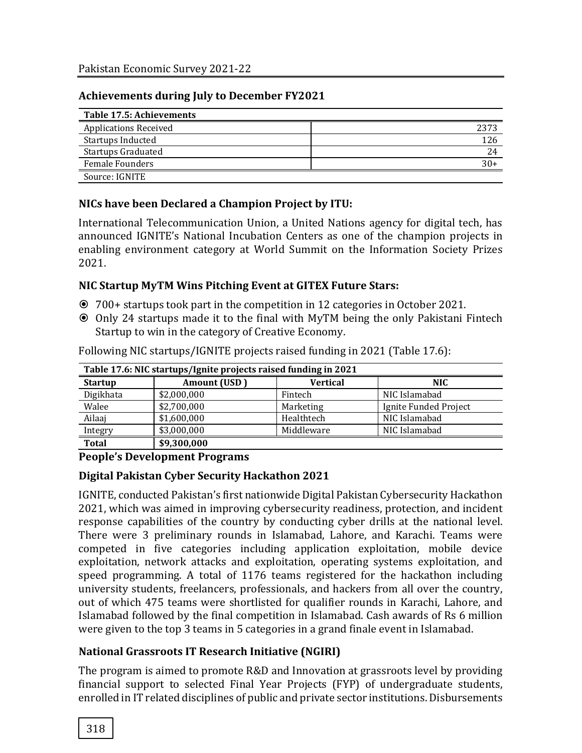### Achievements during July to December FY2021

| Table 17.5: Achievements | |
|---|---|
| Applications Received | 2373 |
| Startups Inducted | 126 |
| Startups Graduated | 24 |
| Female Founders | 30+ |

Source: IGNITE

### NICs have been Declared a Champion Project by ITU:

International Telecommunication Union, a United Nations agency for digital tech, has announced IGNITE's National Incubation Centers as one of the champion projects in enabling environment category at World Summit on the Information Society Prizes 2021.

### NIC Startup MyTM Wins Pitching Event at GITEX Future Stars:

- 700+ startups took part in the competition in 12 categories in October 2021.
- Only 24 startups made it to the final with MyTM being the only Pakistani Fintech Startup to win in the category of Creative Economy.

Following NIC startups/IGNITE projects raised funding in 2021 (Table 17.6):

**Table 17.6: NIC startups/Ignite projects raised funding in 2021**

| Startup | Amount (USD ) | Vertical | NIC |
|---|---|---|---|
| Digikhata | $2,000,000 | Fintech | NIC Islamabad |
| Walee | $2,700,000 | Marketing | Ignite Funded Project |
| Ailaaj | $1,600,000 | Healthtech | NIC Islamabad |
| Integry | $3,000,000 | Middleware | NIC Islamabad |
| **Total** | **$9,300,000** | | |

### People's Development Programs

### Digital Pakistan Cyber Security Hackathon 2021

IGNITE, conducted Pakistan's first nationwide Digital Pakistan Cybersecurity Hackathon 2021, which was aimed in improving cybersecurity readiness, protection, and incident response capabilities of the country by conducting cyber drills at the national level. There were 3 preliminary rounds in Islamabad, Lahore, and Karachi. Teams were competed in five categories including application exploitation, mobile device exploitation, network attacks and exploitation, operating systems exploitation, and speed programming. A total of 1176 teams registered for the hackathon including university students, freelancers, professionals, and hackers from all over the country, out of which 475 teams were shortlisted for qualifier rounds in Karachi, Lahore, and Islamabad followed by the final competition in Islamabad. Cash awards of Rs 6 million were given to the top 3 teams in 5 categories in a grand finale event in Islamabad.

### National Grassroots IT Research Initiative (NGIRI)

The program is aimed to promote R&D and Innovation at grassroots level by providing financial support to selected Final Year Projects (FYP) of undergraduate students, enrolled in IT related disciplines of public and private sector institutions. Disbursements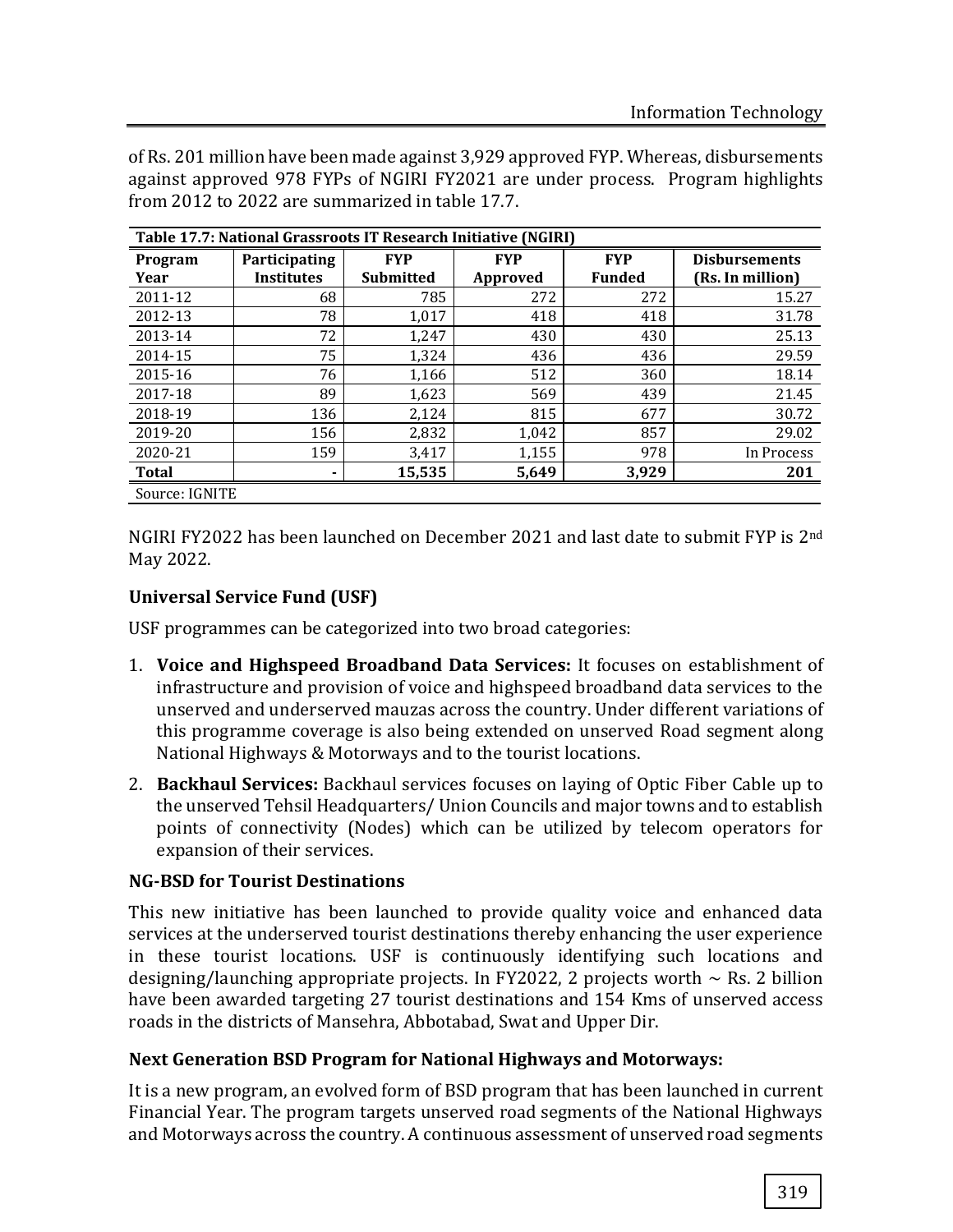of Rs. 201 million have been made against 3,929 approved FYP. Whereas, disbursements against approved 978 FYPs of NGIRI FY2021 are under process. Program highlights from 2012 to 2022 are summarized in table 17.7.

**Table 17.7: National Grassroots IT Research Initiative (NGIRI)**

| Program Year | Participating Institutes | FYP Submitted | FYP Approved | FYP Funded | Disbursements (Rs. In million) |
|---|---|---|---|---|---|
| 2011-12 | 68 | 785 | 272 | 272 | 15.27 |
| 2012-13 | 78 | 1,017 | 418 | 418 | 31.78 |
| 2013-14 | 72 | 1,247 | 430 | 430 | 25.13 |
| 2014-15 | 75 | 1,324 | 436 | 436 | 29.59 |
| 2015-16 | 76 | 1,166 | 512 | 360 | 18.14 |
| 2017-18 | 89 | 1,623 | 569 | 439 | 21.45 |
| 2018-19 | 136 | 2,124 | 815 | 677 | 30.72 |
| 2019-20 | 156 | 2,832 | 1,042 | 857 | 29.02 |
| 2020-21 | 159 | 3,417 | 1,155 | 978 | In Process |
| **Total** | - | **15,535** | **5,649** | **3,929** | **201** |

Source: IGNITE

NGIRI FY2022 has been launched on December 2021 and last date to submit FYP is 2nd May 2022.

### Universal Service Fund (USF)

USF programmes can be categorized into two broad categories:

1. **Voice and Highspeed Broadband Data Services:** It focuses on establishment of infrastructure and provision of voice and highspeed broadband data services to the unserved and underserved mauzas across the country. Under different variations of this programme coverage is also being extended on unserved Road segment along National Highways & Motorways and to the tourist locations.
2. **Backhaul Services:** Backhaul services focuses on laying of Optic Fiber Cable up to the unserved Tehsil Headquarters/ Union Councils and major towns and to establish points of connectivity (Nodes) which can be utilized by telecom operators for expansion of their services.

### NG-BSD for Tourist Destinations

This new initiative has been launched to provide quality voice and enhanced data services at the underserved tourist destinations thereby enhancing the user experience in these tourist locations. USF is continuously identifying such locations and designing/launching appropriate projects. In FY2022, 2 projects worth ~ Rs. 2 billion have been awarded targeting 27 tourist destinations and 154 Kms of unserved access roads in the districts of Mansehra, Abbotabad, Swat and Upper Dir.

### Next Generation BSD Program for National Highways and Motorways:

It is a new program, an evolved form of BSD program that has been launched in current Financial Year. The program targets unserved road segments of the National Highways and Motorways across the country. A continuous assessment of unserved road segments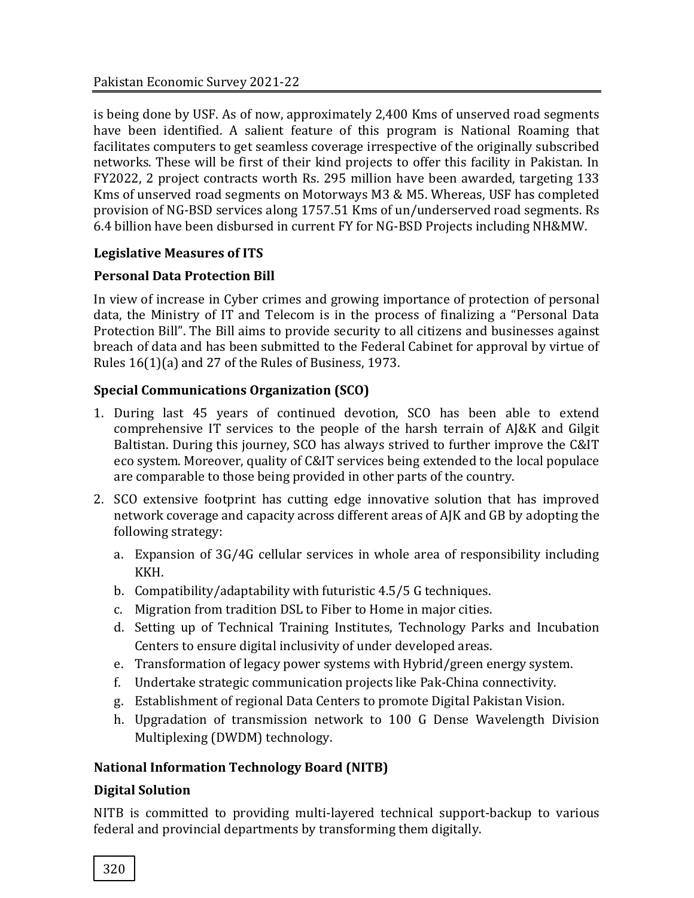is being done by USF. As of now, approximately 2,400 Kms of unserved road segments have been identified. A salient feature of this program is National Roaming that facilitates computers to get seamless coverage irrespective of the originally subscribed networks. These will be first of their kind projects to offer this facility in Pakistan. In FY2022, 2 project contracts worth Rs. 295 million have been awarded, targeting 133 Kms of unserved road segments on Motorways M3 & M5. Whereas, USF has completed provision of NG-BSD services along 1757.51 Kms of un/underserved road segments. Rs 6.4 billion have been disbursed in current FY for NG-BSD Projects including NH&MW.

**Legislative Measures of ITS**

**Personal Data Protection Bill**

In view of increase in Cyber crimes and growing importance of protection of personal data, the Ministry of IT and Telecom is in the process of finalizing a "Personal Data Protection Bill". The Bill aims to provide security to all citizens and businesses against breach of data and has been submitted to the Federal Cabinet for approval by virtue of Rules 16(1)(a) and 27 of the Rules of Business, 1973.

**Special Communications Organization (SCO)**

1. During last 45 years of continued devotion, SCO has been able to extend comprehensive IT services to the people of the harsh terrain of AJ&K and Gilgit Baltistan. During this journey, SCO has always strived to further improve the C&IT eco system. Moreover, quality of C&IT services being extended to the local populace are comparable to those being provided in other parts of the country.
2. SCO extensive footprint has cutting edge innovative solution that has improved network coverage and capacity across different areas of AJK and GB by adopting the following strategy:
   a. Expansion of 3G/4G cellular services in whole area of responsibility including KKH.
   b. Compatibility/adaptability with futuristic 4.5/5 G techniques.
   c. Migration from tradition DSL to Fiber to Home in major cities.
   d. Setting up of Technical Training Institutes, Technology Parks and Incubation Centers to ensure digital inclusivity of under developed areas.
   e. Transformation of legacy power systems with Hybrid/green energy system.
   f. Undertake strategic communication projects like Pak-China connectivity.
   g. Establishment of regional Data Centers to promote Digital Pakistan Vision.
   h. Upgradation of transmission network to 100 G Dense Wavelength Division Multiplexing (DWDM) technology.

**National Information Technology Board (NITB)**

**Digital Solution**

NITB is committed to providing multi-layered technical support-backup to various federal and provincial departments by transforming them digitally.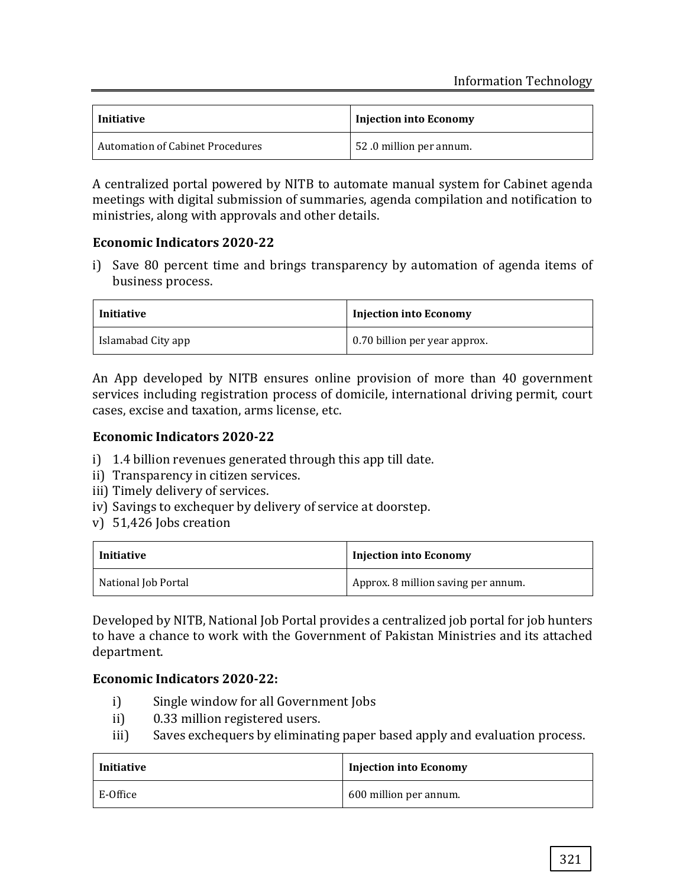| Initiative | Injection into Economy |
| --- | --- |
| Automation of Cabinet Procedures | 52 .0 million per annum. |

A centralized portal powered by NITB to automate manual system for Cabinet agenda meetings with digital submission of summaries, agenda compilation and notification to ministries, along with approvals and other details.

**Economic Indicators 2020-22**

i) Save 80 percent time and brings transparency by automation of agenda items of business process.

| Initiative | Injection into Economy |
| --- | --- |
| Islamabad City app | 0.70 billion per year approx. |

An App developed by NITB ensures online provision of more than 40 government services including registration process of domicile, international driving permit, court cases, excise and taxation, arms license, etc.

**Economic Indicators 2020-22**

i) 1.4 billion revenues generated through this app till date.
ii) Transparency in citizen services.
iii) Timely delivery of services.
iv) Savings to exchequer by delivery of service at doorstep.
v) 51,426 Jobs creation

| Initiative | Injection into Economy |
| --- | --- |
| National Job Portal | Approx. 8 million saving per annum. |

Developed by NITB, National Job Portal provides a centralized job portal for job hunters to have a chance to work with the Government of Pakistan Ministries and its attached department.

**Economic Indicators 2020-22:**

i) Single window for all Government Jobs
ii) 0.33 million registered users.
iii) Saves exchequers by eliminating paper based apply and evaluation process.

| Initiative | Injection into Economy |
| --- | --- |
| E-Office | 600 million per annum. |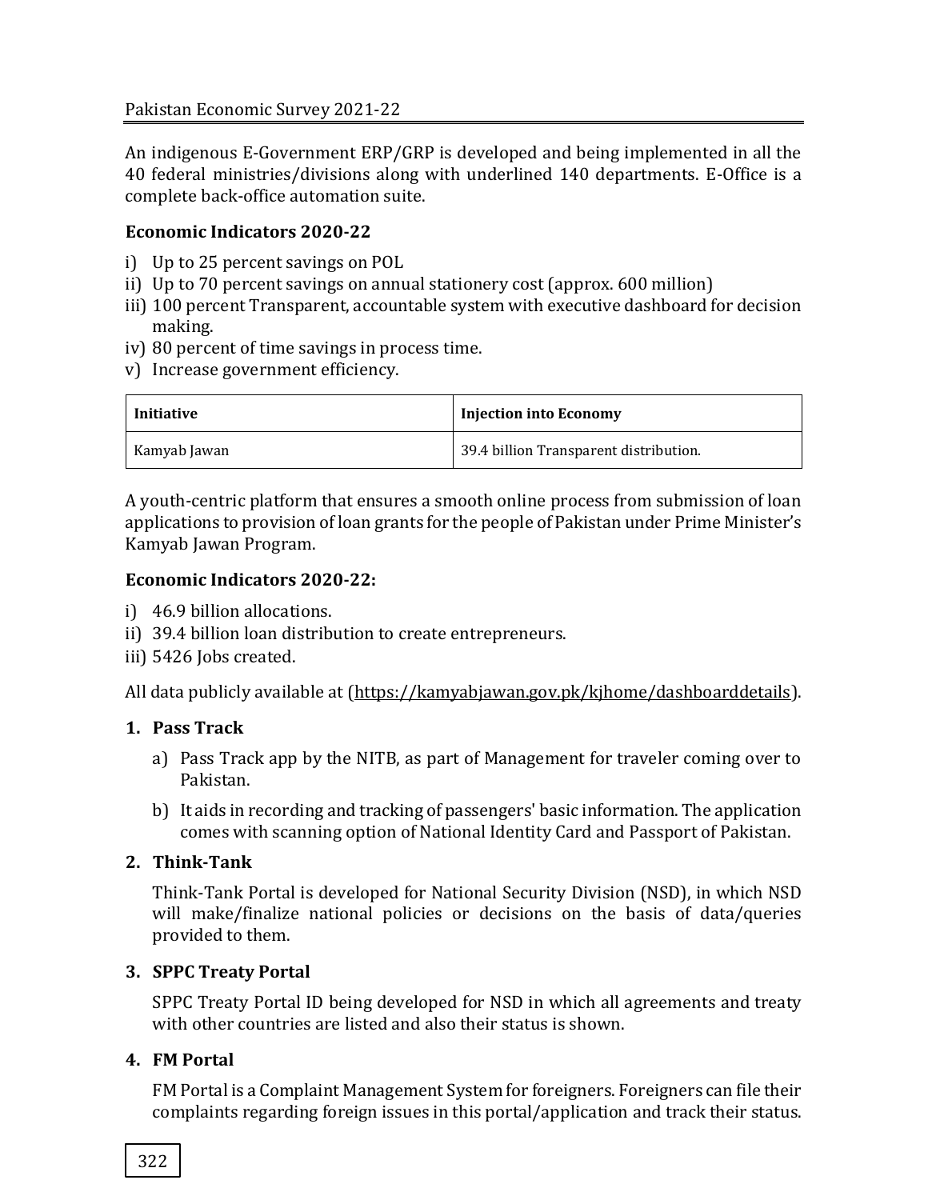An indigenous E-Government ERP/GRP is developed and being implemented in all the 40 federal ministries/divisions along with underlined 140 departments. E-Office is a complete back-office automation suite.

**Economic Indicators 2020-22**

i) Up to 25 percent savings on POL
ii) Up to 70 percent savings on annual stationery cost (approx. 600 million)
iii) 100 percent Transparent, accountable system with executive dashboard for decision making.
iv) 80 percent of time savings in process time.
v) Increase government efficiency.

| **Initiative** | **Injection into Economy** |
|---|---|
| Kamyab Jawan | 39.4 billion Transparent distribution. |

A youth-centric platform that ensures a smooth online process from submission of loan applications to provision of loan grants for the people of Pakistan under Prime Minister's Kamyab Jawan Program.

**Economic Indicators 2020-22:**

i) 46.9 billion allocations.
ii) 39.4 billion loan distribution to create entrepreneurs.
iii) 5426 Jobs created.

All data publicly available at (https://kamyabjawan.gov.pk/kjhome/dashboarddetails).

**1. Pass Track**

a) Pass Track app by the NITB, as part of Management for traveler coming over to Pakistan.

b) It aids in recording and tracking of passengers' basic information. The application comes with scanning option of National Identity Card and Passport of Pakistan.

**2. Think-Tank**

Think-Tank Portal is developed for National Security Division (NSD), in which NSD will make/finalize national policies or decisions on the basis of data/queries provided to them.

**3. SPPC Treaty Portal**

SPPC Treaty Portal ID being developed for NSD in which all agreements and treaty with other countries are listed and also their status is shown.

**4. FM Portal**

FM Portal is a Complaint Management System for foreigners. Foreigners can file their complaints regarding foreign issues in this portal/application and track their status.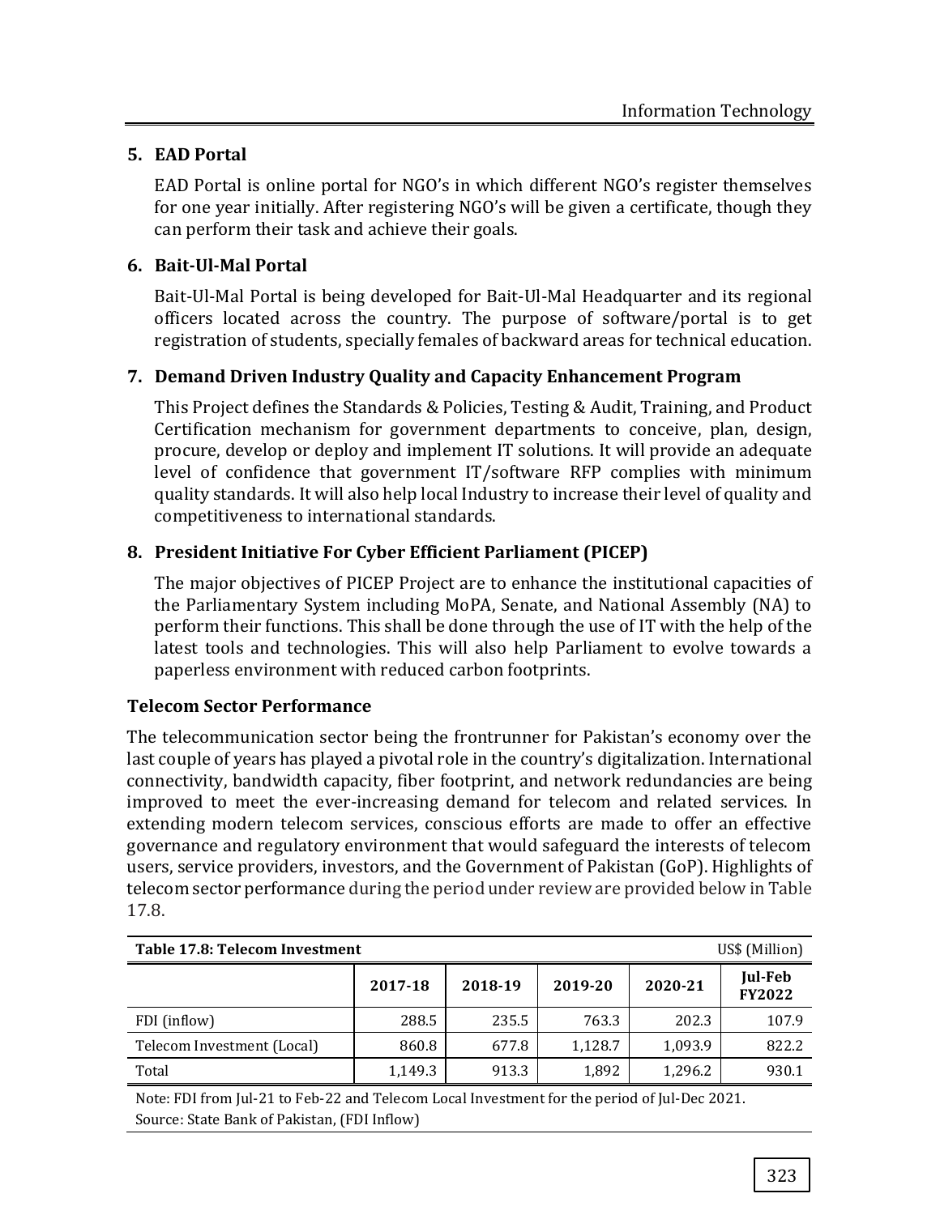5. **EAD Portal**

   EAD Portal is online portal for NGO's in which different NGO's register themselves for one year initially. After registering NGO's will be given a certificate, though they can perform their task and achieve their goals.

6. **Bait-Ul-Mal Portal**

   Bait-Ul-Mal Portal is being developed for Bait-Ul-Mal Headquarter and its regional officers located across the country. The purpose of software/portal is to get registration of students, specially females of backward areas for technical education.

7. **Demand Driven Industry Quality and Capacity Enhancement Program**

   This Project defines the Standards & Policies, Testing & Audit, Training, and Product Certification mechanism for government departments to conceive, plan, design, procure, develop or deploy and implement IT solutions. It will provide an adequate level of confidence that government IT/software RFP complies with minimum quality standards. It will also help local Industry to increase their level of quality and competitiveness to international standards.

8. **President Initiative For Cyber Efficient Parliament (PICEP)**

   The major objectives of PICEP Project are to enhance the institutional capacities of the Parliamentary System including MoPA, Senate, and National Assembly (NA) to perform their functions. This shall be done through the use of IT with the help of the latest tools and technologies. This will also help Parliament to evolve towards a paperless environment with reduced carbon footprints.

### Telecom Sector Performance

The telecommunication sector being the frontrunner for Pakistan's economy over the last couple of years has played a pivotal role in the country's digitalization. International connectivity, bandwidth capacity, fiber footprint, and network redundancies are being improved to meet the ever-increasing demand for telecom and related services. In extending modern telecom services, conscious efforts are made to offer an effective governance and regulatory environment that would safeguard the interests of telecom users, service providers, investors, and the Government of Pakistan (GoP). Highlights of telecom sector performance during the period under review are provided below in Table 17.8.

**Table 17.8: Telecom Investment** US$ (Million)

| | 2017-18 | 2018-19 | 2019-20 | 2020-21 | Jul-Feb FY2022 |
|---|---|---|---|---|---|
| FDI (inflow) | 288.5 | 235.5 | 763.3 | 202.3 | 107.9 |
| Telecom Investment (Local) | 860.8 | 677.8 | 1,128.7 | 1,093.9 | 822.2 |
| Total | 1,149.3 | 913.3 | 1,892 | 1,296.2 | 930.1 |

Note: FDI from Jul-21 to Feb-22 and Telecom Local Investment for the period of Jul-Dec 2021.
Source: State Bank of Pakistan, (FDI Inflow)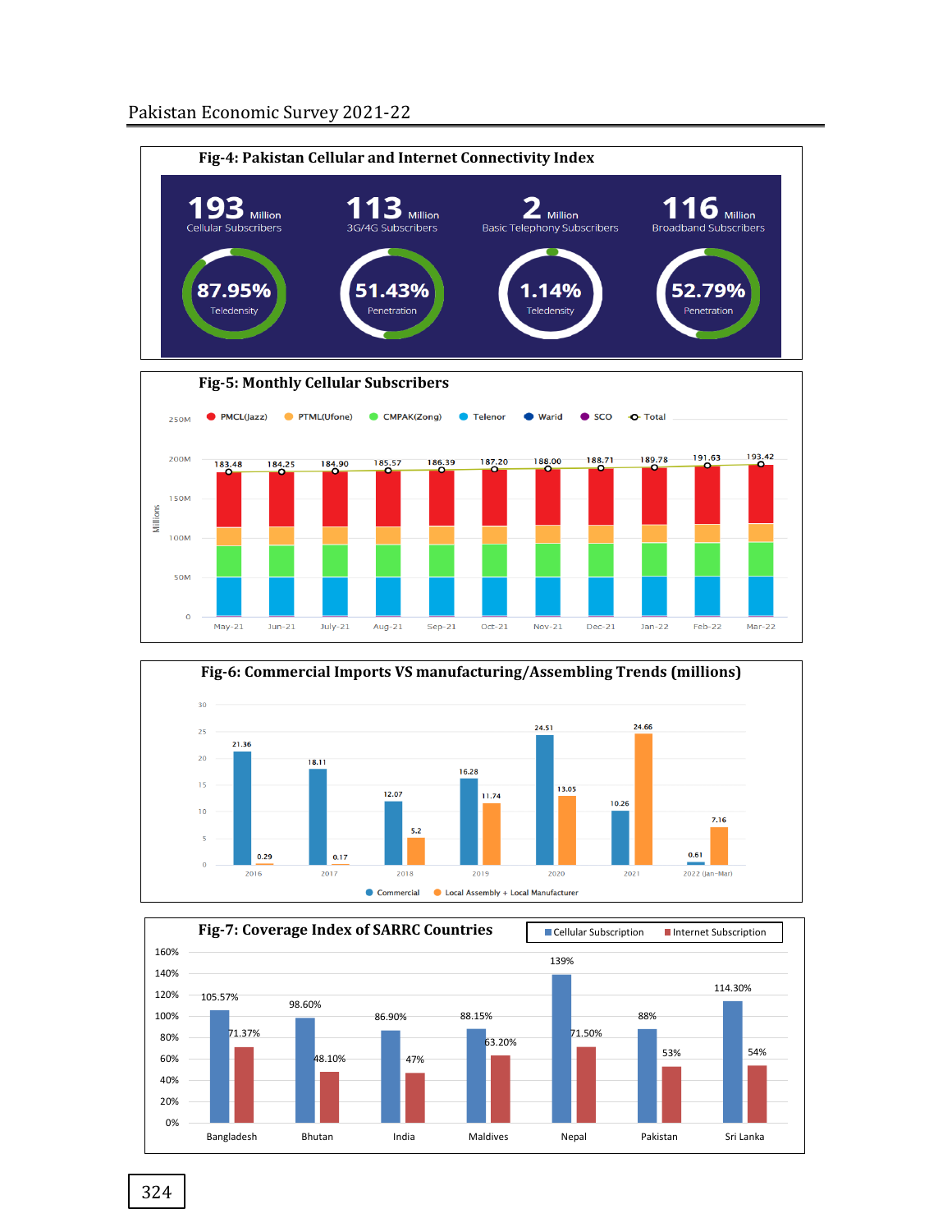**Fig-4: Pakistan Cellular and Internet Connectivity Index**

| 193 Million Cellular Subscribers | 113 Million 3G/4G Subscribers | 2 Million Basic Telephony Subscribers | 116 Million Broadband Subscribers |
|---|---|---|---|
| 87.95% Teledensity | 51.43% Penetration | 1.14% Teledensity | 52.79% Penetration |

**Fig-5: Monthly Cellular Subscribers**

| Month | Total (Millions) |
|---|---|
| May-21 | 183.48 |
| Jun-21 | 184.25 |
| July-21 | 184.90 |
| Aug-21 | 185.57 |
| Sep-21 | 186.39 |
| Oct-21 | 187.20 |
| Nov-21 | 188.00 |
| Dec-21 | 188.71 |
| Jan-22 | 189.78 |
| Feb-22 | 191.63 |
| Mar-22 | 193.42 |

Legend: PMCL(Jazz), PTML(Ufone), CMPAK(Zong), Telenor, Warid, SCO, Total

**Fig-6: Commercial Imports VS manufacturing/Assembling Trends (millions)**

| Year | Commercial | Local Assembly + Local Manufacturer |
|---|---|---|
| 2016 | 21.36 | 0.29 |
| 2017 | 18.11 | 0.17 |
| 2018 | 12.07 | 5.2 |
| 2019 | 16.28 | 11.74 |
| 2020 | 24.51 | 13.05 |
| 2021 | 10.26 | 24.66 |
| 2022 (Jan-Mar) | 0.61 | 7.16 |

**Fig-7: Coverage Index of SARRC Countries**

| Country | Cellular Subscription | Internet Subscription |
|---|---|---|
| Bangladesh | 105.57% | 71.37% |
| Bhutan | 98.60% | 48.10% |
| India | 86.90% | 47% |
| Maldives | 88.15% | 63.20% |
| Nepal | 139% | 71.50% |
| Pakistan | 88% | 53% |
| Sri Lanka | 114.30% | 54% |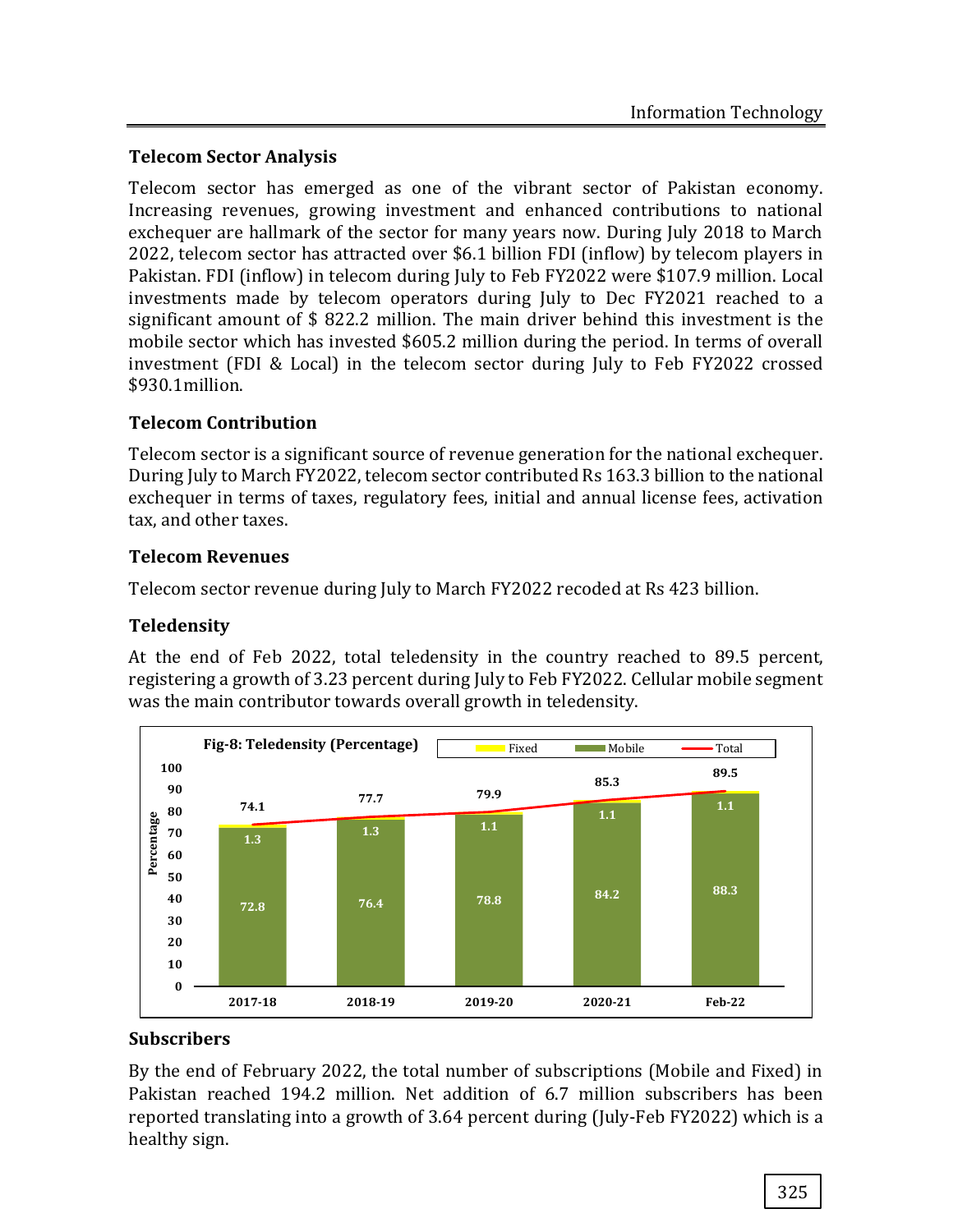## Telecom Sector Analysis

Telecom sector has emerged as one of the vibrant sector of Pakistan economy. Increasing revenues, growing investment and enhanced contributions to national exchequer are hallmark of the sector for many years now. During July 2018 to March 2022, telecom sector has attracted over $6.1 billion FDI (inflow) by telecom players in Pakistan. FDI (inflow) in telecom during July to Feb FY2022 were $107.9 million. Local investments made by telecom operators during July to Dec FY2021 reached to a significant amount of $ 822.2 million. The main driver behind this investment is the mobile sector which has invested $605.2 million during the period. In terms of overall investment (FDI & Local) in the telecom sector during July to Feb FY2022 crossed $930.1million.

## Telecom Contribution

Telecom sector is a significant source of revenue generation for the national exchequer. During July to March FY2022, telecom sector contributed Rs 163.3 billion to the national exchequer in terms of taxes, regulatory fees, initial and annual license fees, activation tax, and other taxes.

## Telecom Revenues

Telecom sector revenue during July to March FY2022 recoded at Rs 423 billion.

## Teledensity

At the end of Feb 2022, total teledensity in the country reached to 89.5 percent, registering a growth of 3.23 percent during July to Feb FY2022. Cellular mobile segment was the main contributor towards overall growth in teledensity.

**Fig-8: Teledensity (Percentage)**

| Year | Mobile | Fixed | Total |
|---|---|---|---|
| 2017-18 | 72.8 | 1.3 | 74.1 |
| 2018-19 | 76.4 | 1.3 | 77.7 |
| 2019-20 | 78.8 | 1.1 | 79.9 |
| 2020-21 | 84.2 | 1.1 | 85.3 |
| Feb-22 | 88.3 | 1.1 | 89.5 |

## Subscribers

By the end of February 2022, the total number of subscriptions (Mobile and Fixed) in Pakistan reached 194.2 million. Net addition of 6.7 million subscribers has been reported translating into a growth of 3.64 percent during (July-Feb FY2022) which is a healthy sign.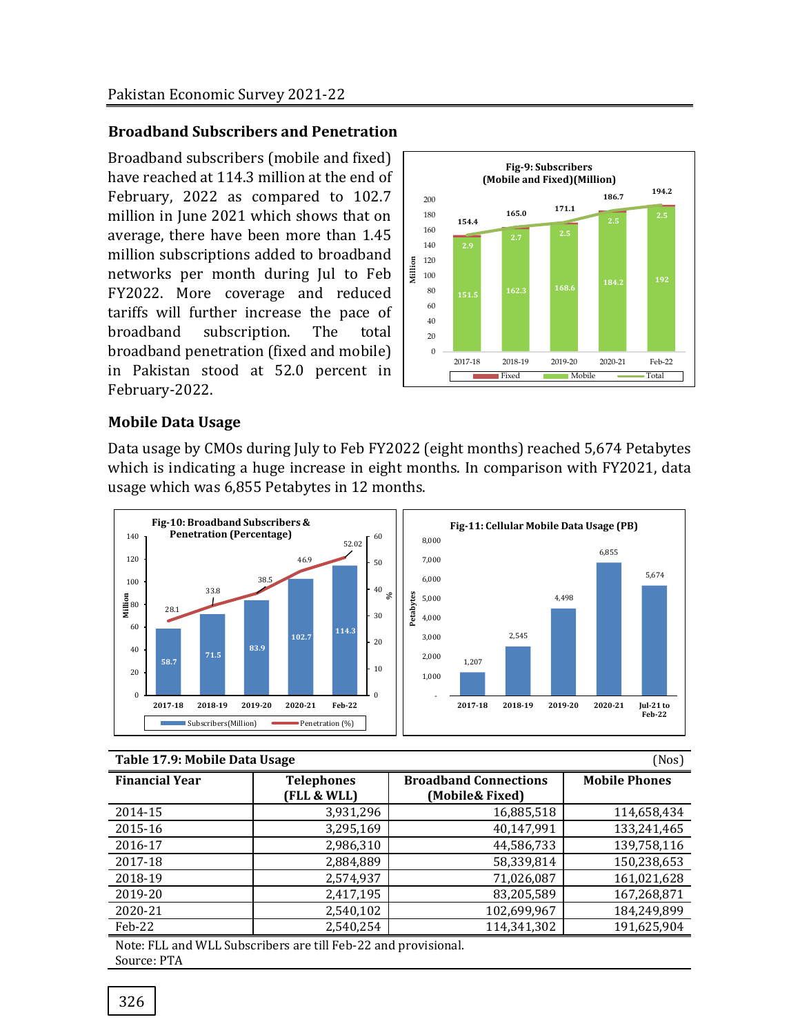## Broadband Subscribers and Penetration

Broadband subscribers (mobile and fixed) have reached at 114.3 million at the end of February, 2022 as compared to 102.7 million in June 2021 which shows that on average, there have been more than 1.45 million subscriptions added to broadband networks per month during Jul to Feb FY2022. More coverage and reduced tariffs will further increase the pace of broadband subscription. The total broadband penetration (fixed and mobile) in Pakistan stood at 52.0 percent in February-2022.

**Fig-9: Subscribers (Mobile and Fixed)(Million)**

| | 2017-18 | 2018-19 | 2019-20 | 2020-21 | Feb-22 |
|---|---|---|---|---|---|
| Fixed | 2.9 | 2.7 | 2.5 | 2.5 | 2.5 |
| Mobile | 151.5 | 162.3 | 168.6 | 184.2 | 192 |
| Total | 154.4 | 165.0 | 171.1 | 186.7 | 194.2 |

## Mobile Data Usage

Data usage by CMOs during July to Feb FY2022 (eight months) reached 5,674 Petabytes which is indicating a huge increase in eight months. In comparison with FY2021, data usage which was 6,855 Petabytes in 12 months.

**Fig-10: Broadband Subscribers & Penetration (Percentage)**

| | 2017-18 | 2018-19 | 2019-20 | 2020-21 | Feb-22 |
|---|---|---|---|---|---|
| Subscribers(Million) | 58.7 | 71.5 | 83.9 | 102.7 | 114.3 |
| Penetration (%) | 28.1 | 33.8 | 38.5 | 46.9 | 52.02 |

**Fig-11: Cellular Mobile Data Usage (PB)**

| | 2017-18 | 2018-19 | 2019-20 | 2020-21 | Jul-21 to Feb-22 |
|---|---|---|---|---|---|
| Petabytes | 1,207 | 2,545 | 4,498 | 6,855 | 5,674 |

**Table 17.9: Mobile Data Usage** (Nos)

| Financial Year | Telephones (FLL & WLL) | Broadband Connections (Mobile& Fixed) | Mobile Phones |
|---|---|---|---|
| 2014-15 | 3,931,296 | 16,885,518 | 114,658,434 |
| 2015-16 | 3,295,169 | 40,147,991 | 133,241,465 |
| 2016-17 | 2,986,310 | 44,586,733 | 139,758,116 |
| 2017-18 | 2,884,889 | 58,339,814 | 150,238,653 |
| 2018-19 | 2,574,937 | 71,026,087 | 161,021,628 |
| 2019-20 | 2,417,195 | 83,205,589 | 167,268,871 |
| 2020-21 | 2,540,102 | 102,699,967 | 184,249,899 |
| Feb-22 | 2,540,254 | 114,341,302 | 191,625,904 |

Note: FLL and WLL Subscribers are till Feb-22 and provisional.
Source: PTA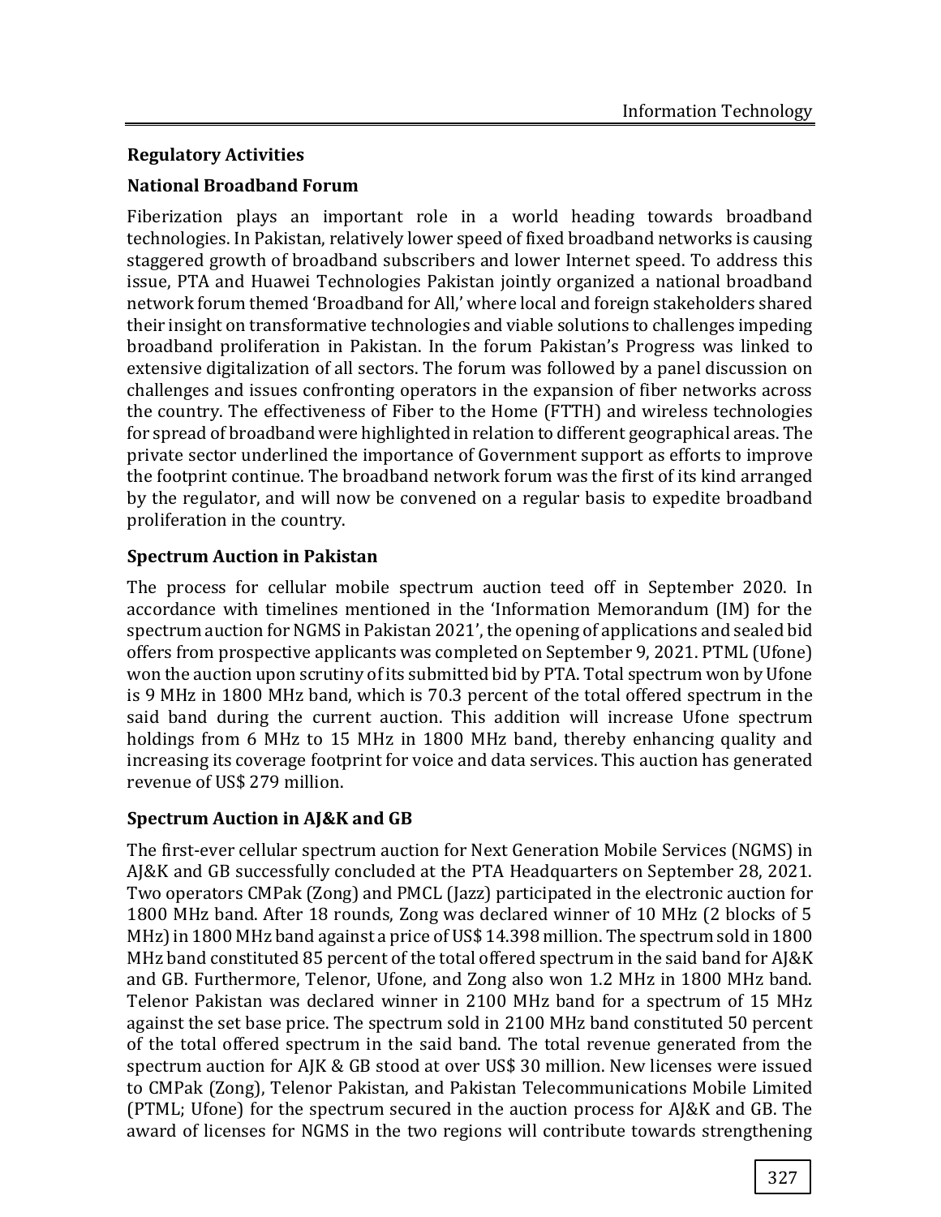## Regulatory Activities

### National Broadband Forum

Fiberization plays an important role in a world heading towards broadband technologies. In Pakistan, relatively lower speed of fixed broadband networks is causing staggered growth of broadband subscribers and lower Internet speed. To address this issue, PTA and Huawei Technologies Pakistan jointly organized a national broadband network forum themed 'Broadband for All,' where local and foreign stakeholders shared their insight on transformative technologies and viable solutions to challenges impeding broadband proliferation in Pakistan. In the forum Pakistan's Progress was linked to extensive digitalization of all sectors. The forum was followed by a panel discussion on challenges and issues confronting operators in the expansion of fiber networks across the country. The effectiveness of Fiber to the Home (FTTH) and wireless technologies for spread of broadband were highlighted in relation to different geographical areas. The private sector underlined the importance of Government support as efforts to improve the footprint continue. The broadband network forum was the first of its kind arranged by the regulator, and will now be convened on a regular basis to expedite broadband proliferation in the country.

### Spectrum Auction in Pakistan

The process for cellular mobile spectrum auction teed off in September 2020. In accordance with timelines mentioned in the 'Information Memorandum (IM) for the spectrum auction for NGMS in Pakistan 2021', the opening of applications and sealed bid offers from prospective applicants was completed on September 9, 2021. PTML (Ufone) won the auction upon scrutiny of its submitted bid by PTA. Total spectrum won by Ufone is 9 MHz in 1800 MHz band, which is 70.3 percent of the total offered spectrum in the said band during the current auction. This addition will increase Ufone spectrum holdings from 6 MHz to 15 MHz in 1800 MHz band, thereby enhancing quality and increasing its coverage footprint for voice and data services. This auction has generated revenue of US$ 279 million.

### Spectrum Auction in AJ&K and GB

The first-ever cellular spectrum auction for Next Generation Mobile Services (NGMS) in AJ&K and GB successfully concluded at the PTA Headquarters on September 28, 2021. Two operators CMPak (Zong) and PMCL (Jazz) participated in the electronic auction for 1800 MHz band. After 18 rounds, Zong was declared winner of 10 MHz (2 blocks of 5 MHz) in 1800 MHz band against a price of US$ 14.398 million. The spectrum sold in 1800 MHz band constituted 85 percent of the total offered spectrum in the said band for AJ&K and GB. Furthermore, Telenor, Ufone, and Zong also won 1.2 MHz in 1800 MHz band. Telenor Pakistan was declared winner in 2100 MHz band for a spectrum of 15 MHz against the set base price. The spectrum sold in 2100 MHz band constituted 50 percent of the total offered spectrum in the said band. The total revenue generated from the spectrum auction for AJK & GB stood at over US$ 30 million. New licenses were issued to CMPak (Zong), Telenor Pakistan, and Pakistan Telecommunications Mobile Limited (PTML; Ufone) for the spectrum secured in the auction process for AJ&K and GB. The award of licenses for NGMS in the two regions will contribute towards strengthening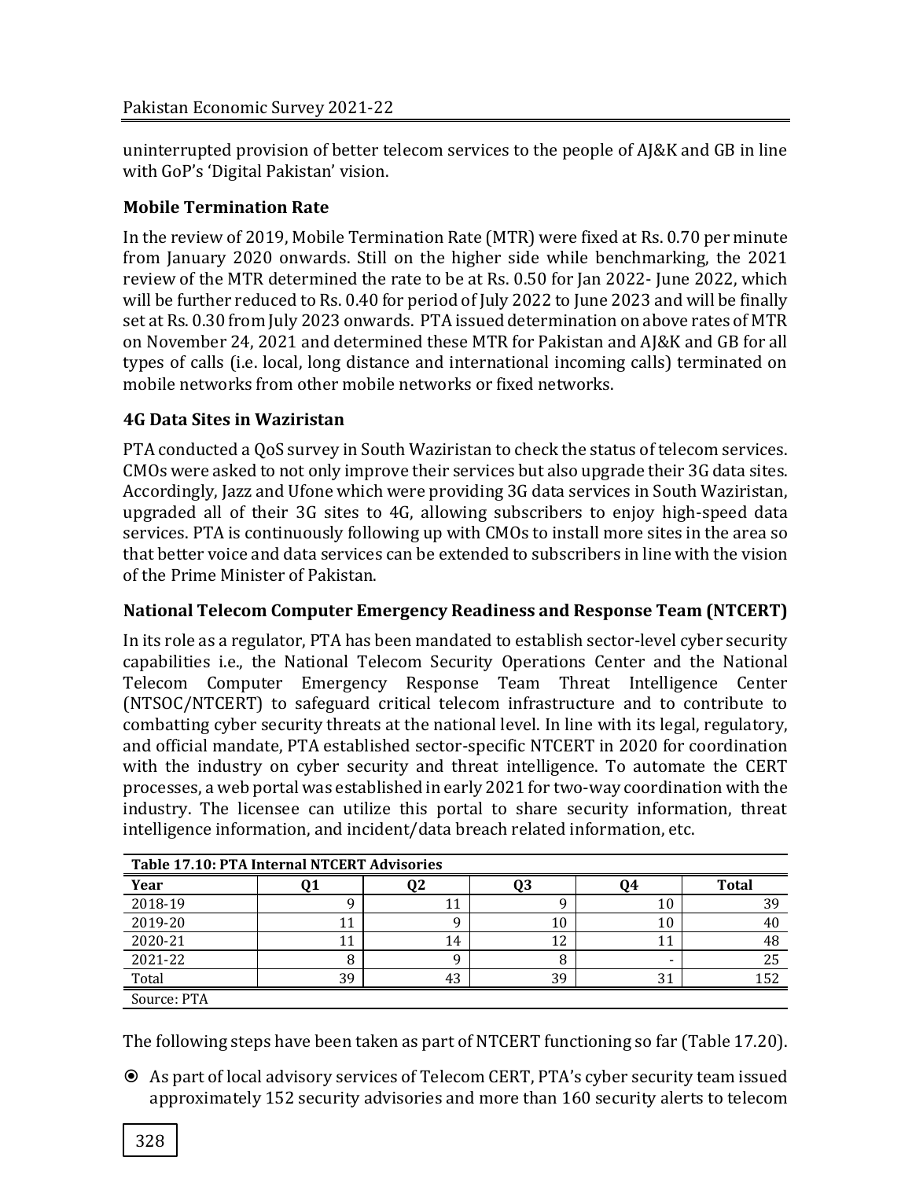uninterrupted provision of better telecom services to the people of AJ&K and GB in line with GoP's 'Digital Pakistan' vision.

### Mobile Termination Rate

In the review of 2019, Mobile Termination Rate (MTR) were fixed at Rs. 0.70 per minute from January 2020 onwards. Still on the higher side while benchmarking, the 2021 review of the MTR determined the rate to be at Rs. 0.50 for Jan 2022- June 2022, which will be further reduced to Rs. 0.40 for period of July 2022 to June 2023 and will be finally set at Rs. 0.30 from July 2023 onwards. PTA issued determination on above rates of MTR on November 24, 2021 and determined these MTR for Pakistan and AJ&K and GB for all types of calls (i.e. local, long distance and international incoming calls) terminated on mobile networks from other mobile networks or fixed networks.

### 4G Data Sites in Waziristan

PTA conducted a QoS survey in South Waziristan to check the status of telecom services. CMOs were asked to not only improve their services but also upgrade their 3G data sites. Accordingly, Jazz and Ufone which were providing 3G data services in South Waziristan, upgraded all of their 3G sites to 4G, allowing subscribers to enjoy high-speed data services. PTA is continuously following up with CMOs to install more sites in the area so that better voice and data services can be extended to subscribers in line with the vision of the Prime Minister of Pakistan.

### National Telecom Computer Emergency Readiness and Response Team (NTCERT)

In its role as a regulator, PTA has been mandated to establish sector-level cyber security capabilities i.e., the National Telecom Security Operations Center and the National Telecom Computer Emergency Response Team Threat Intelligence Center (NTSOC/NTCERT) to safeguard critical telecom infrastructure and to contribute to combatting cyber security threats at the national level. In line with its legal, regulatory, and official mandate, PTA established sector-specific NTCERT in 2020 for coordination with the industry on cyber security and threat intelligence. To automate the CERT processes, a web portal was established in early 2021 for two-way coordination with the industry. The licensee can utilize this portal to share security information, threat intelligence information, and incident/data breach related information, etc.

**Table 17.10: PTA Internal NTCERT Advisories**

| Year | Q1 | Q2 | Q3 | Q4 | Total |
|---|---|---|---|---|---|
| 2018-19 | 9 | 11 | 9 | 10 | 39 |
| 2019-20 | 11 | 9 | 10 | 10 | 40 |
| 2020-21 | 11 | 14 | 12 | 11 | 48 |
| 2021-22 | 8 | 9 | 8 | - | 25 |
| Total | 39 | 43 | 39 | 31 | 152 |

Source: PTA

The following steps have been taken as part of NTCERT functioning so far (Table 17.20).

- As part of local advisory services of Telecom CERT, PTA's cyber security team issued approximately 152 security advisories and more than 160 security alerts to telecom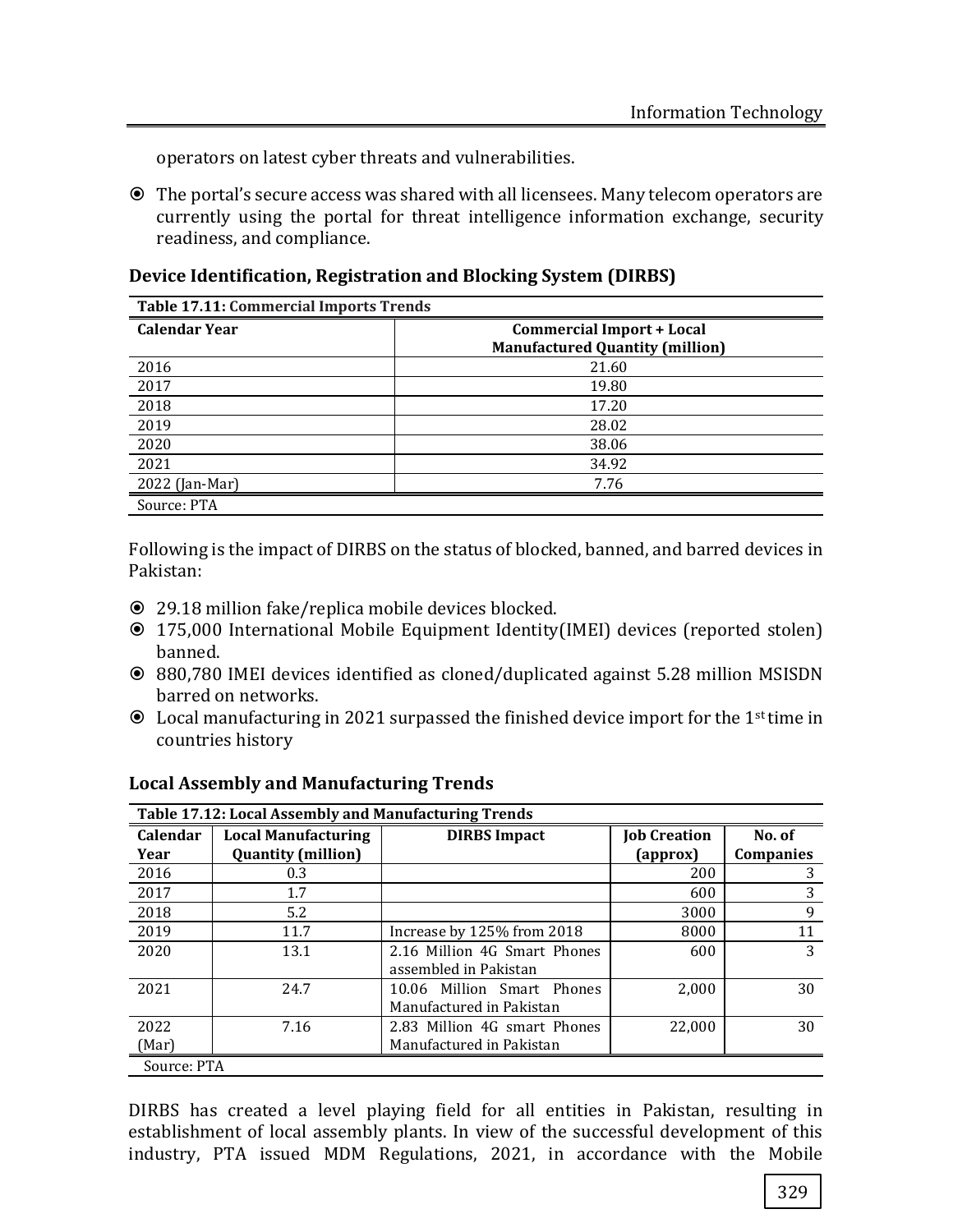operators on latest cyber threats and vulnerabilities.

- The portal's secure access was shared with all licensees. Many telecom operators are currently using the portal for threat intelligence information exchange, security readiness, and compliance.

### Device Identification, Registration and Blocking System (DIRBS)

**Table 17.11: Commercial Imports Trends**

| Calendar Year | Commercial Import + Local Manufactured Quantity (million) |
|---|---|
| 2016 | 21.60 |
| 2017 | 19.80 |
| 2018 | 17.20 |
| 2019 | 28.02 |
| 2020 | 38.06 |
| 2021 | 34.92 |
| 2022 (Jan-Mar) | 7.76 |
| Source: PTA | |

Following is the impact of DIRBS on the status of blocked, banned, and barred devices in Pakistan:

- 29.18 million fake/replica mobile devices blocked.
- 175,000 International Mobile Equipment Identity(IMEI) devices (reported stolen) banned.
- 880,780 IMEI devices identified as cloned/duplicated against 5.28 million MSISDN barred on networks.
- Local manufacturing in 2021 surpassed the finished device import for the 1st time in countries history

### Local Assembly and Manufacturing Trends

**Table 17.12: Local Assembly and Manufacturing Trends**

| Calendar Year | Local Manufacturing Quantity (million) | DIRBS Impact | Job Creation (approx) | No. of Companies |
|---|---|---|---|---|
| 2016 | 0.3 | | 200 | 3 |
| 2017 | 1.7 | | 600 | 3 |
| 2018 | 5.2 | | 3000 | 9 |
| 2019 | 11.7 | Increase by 125% from 2018 | 8000 | 11 |
| 2020 | 13.1 | 2.16 Million 4G Smart Phones assembled in Pakistan | 600 | 3 |
| 2021 | 24.7 | 10.06 Million Smart Phones Manufactured in Pakistan | 2,000 | 30 |
| 2022 (Mar) | 7.16 | 2.83 Million 4G smart Phones Manufactured in Pakistan | 22,000 | 30 |
| Source: PTA | | | | |

DIRBS has created a level playing field for all entities in Pakistan, resulting in establishment of local assembly plants. In view of the successful development of this industry, PTA issued MDM Regulations, 2021, in accordance with the Mobile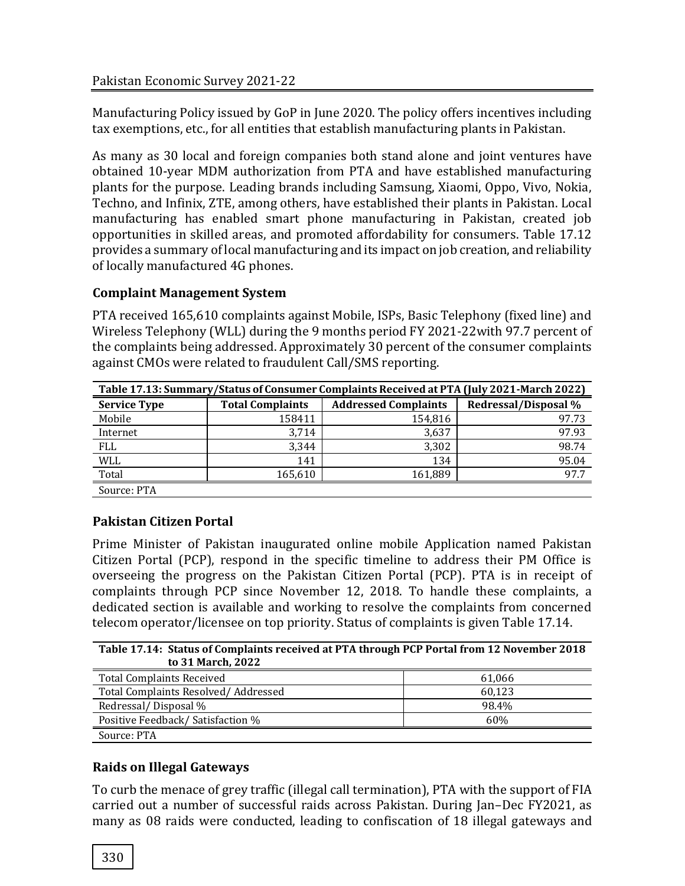Manufacturing Policy issued by GoP in June 2020. The policy offers incentives including tax exemptions, etc., for all entities that establish manufacturing plants in Pakistan.

As many as 30 local and foreign companies both stand alone and joint ventures have obtained 10-year MDM authorization from PTA and have established manufacturing plants for the purpose. Leading brands including Samsung, Xiaomi, Oppo, Vivo, Nokia, Techno, and Infinix, ZTE, among others, have established their plants in Pakistan. Local manufacturing has enabled smart phone manufacturing in Pakistan, created job opportunities in skilled areas, and promoted affordability for consumers. Table 17.12 provides a summary of local manufacturing and its impact on job creation, and reliability of locally manufactured 4G phones.

### Complaint Management System

PTA received 165,610 complaints against Mobile, ISPs, Basic Telephony (fixed line) and Wireless Telephony (WLL) during the 9 months period FY 2021-22with 97.7 percent of the complaints being addressed. Approximately 30 percent of the consumer complaints against CMOs were related to fraudulent Call/SMS reporting.

**Table 17.13: Summary/Status of Consumer Complaints Received at PTA (July 2021-March 2022)**

| Service Type | Total Complaints | Addressed Complaints | Redressal/Disposal % |
|---|---|---|---|
| Mobile | 158411 | 154,816 | 97.73 |
| Internet | 3,714 | 3,637 | 97.93 |
| FLL | 3,344 | 3,302 | 98.74 |
| WLL | 141 | 134 | 95.04 |
| Total | 165,610 | 161,889 | 97.7 |

Source: PTA

### Pakistan Citizen Portal

Prime Minister of Pakistan inaugurated online mobile Application named Pakistan Citizen Portal (PCP), respond in the specific timeline to address their PM Office is overseeing the progress on the Pakistan Citizen Portal (PCP). PTA is in receipt of complaints through PCP since November 12, 2018. To handle these complaints, a dedicated section is available and working to resolve the complaints from concerned telecom operator/licensee on top priority. Status of complaints is given Table 17.14.

**Table 17.14: Status of Complaints received at PTA through PCP Portal from 12 November 2018 to 31 March, 2022**

| | |
|---|---|
| Total Complaints Received | 61,066 |
| Total Complaints Resolved/ Addressed | 60,123 |
| Redressal/ Disposal % | 98.4% |
| Positive Feedback/ Satisfaction % | 60% |

Source: PTA

### Raids on Illegal Gateways

To curb the menace of grey traffic (illegal call termination), PTA with the support of FIA carried out a number of successful raids across Pakistan. During Jan–Dec FY2021, as many as 08 raids were conducted, leading to confiscation of 18 illegal gateways and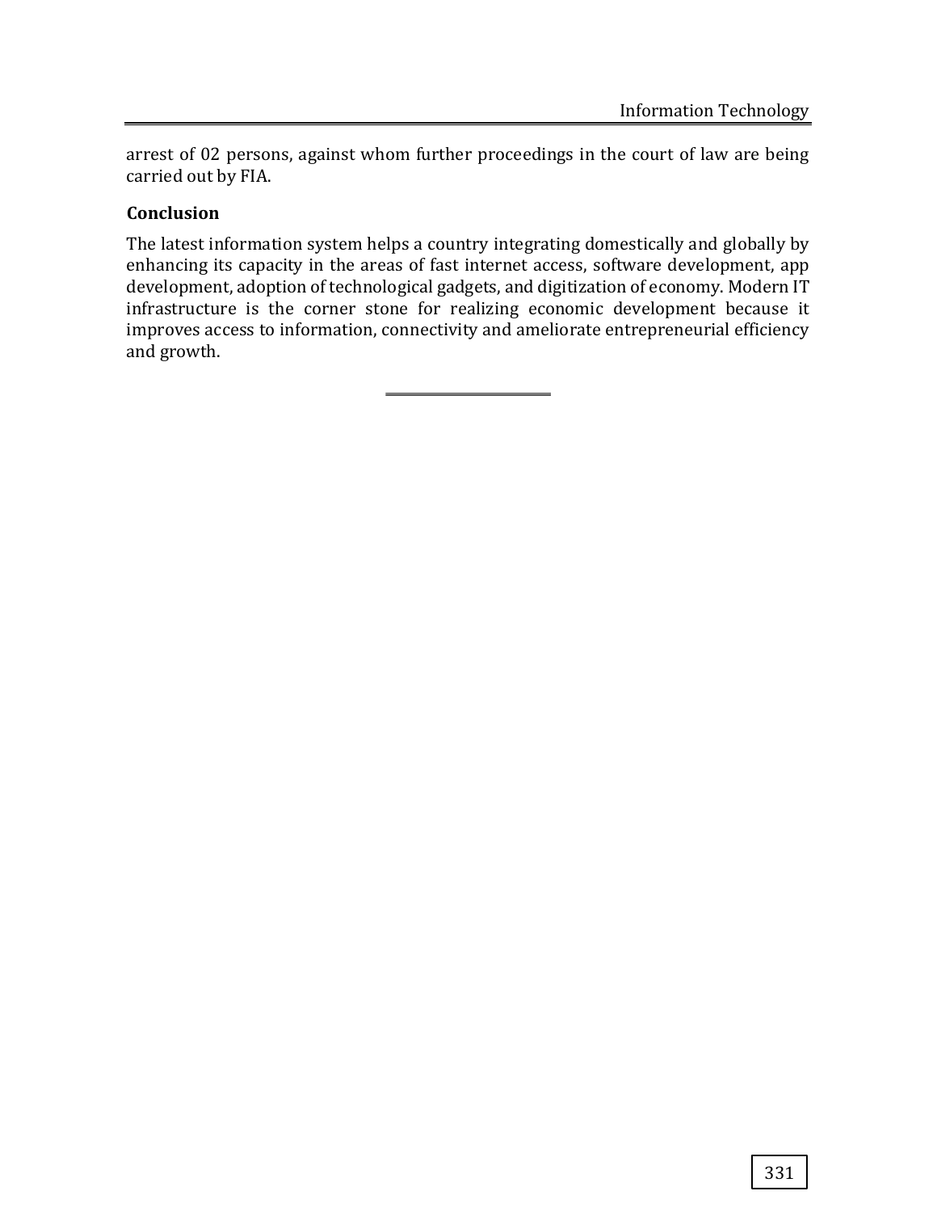arrest of 02 persons, against whom further proceedings in the court of law are being carried out by FIA.

**Conclusion**

The latest information system helps a country integrating domestically and globally by enhancing its capacity in the areas of fast internet access, software development, app development, adoption of technological gadgets, and digitization of economy. Modern IT infrastructure is the corner stone for realizing economic development because it improves access to information, connectivity and ameliorate entrepreneurial efficiency and growth.